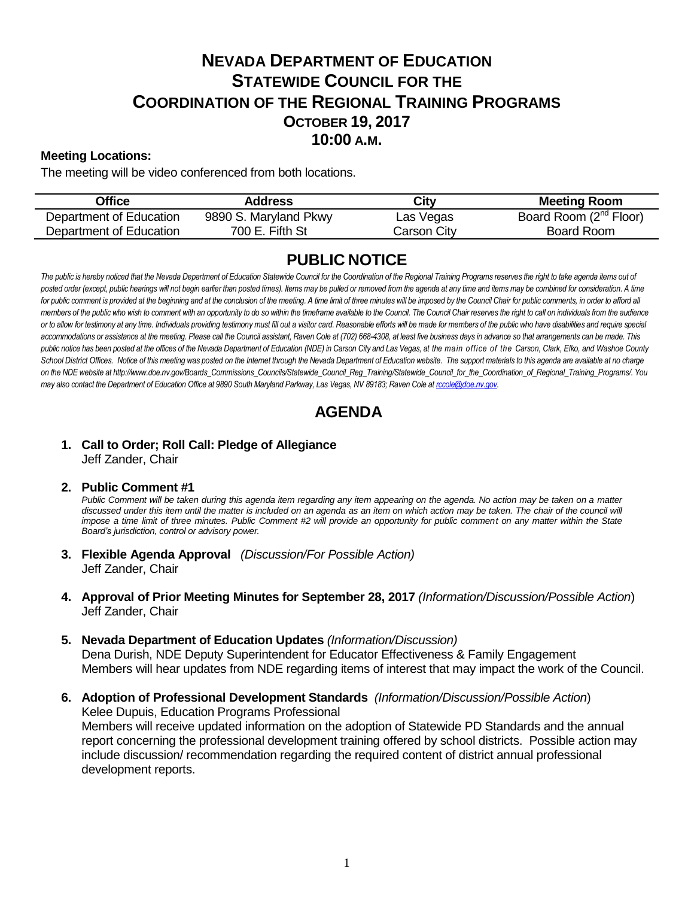# NEVADA DEPARTMENT OF EDUCATION
# STATEWIDE COUNCIL FOR THE COORDINATION OF THE REGIONAL TRAINING PROGRAMS
## OCTOBER 19, 2017
## 10:00 A.M.

**Meeting Locations:**

The meeting will be video conferenced from both locations.

| Office | Address | City | Meeting Room |
|---|---|---|---|
| Department of Education | 9890 S. Maryland Pkwy | Las Vegas | Board Room (2nd Floor) |
| Department of Education | 700 E. Fifth St | Carson City | Board Room |

## PUBLIC NOTICE

*The public is hereby noticed that the Nevada Department of Education Statewide Council for the Coordination of the Regional Training Programs reserves the right to take agenda items out of posted order (except, public hearings will not begin earlier than posted times). Items may be pulled or removed from the agenda at any time and items may be combined for consideration. A time for public comment is provided at the beginning and at the conclusion of the meeting. A time limit of three minutes will be imposed by the Council Chair for public comments, in order to afford all members of the public who wish to comment with an opportunity to do so within the timeframe available to the Council. The Council Chair reserves the right to call on individuals from the audience or to allow for testimony at any time. Individuals providing testimony must fill out a visitor card. Reasonable efforts will be made for members of the public who have disabilities and require special accommodations or assistance at the meeting. Please call the Council assistant, Raven Cole at (702) 668-4308, at least five business days in advance so that arrangements can be made. This public notice has been posted at the offices of the Nevada Department of Education (NDE) in Carson City and Las Vegas, at the main office of the Carson, Clark, Elko, and Washoe County School District Offices. Notice of this meeting was posted on the Internet through the Nevada Department of Education website. The support materials to this agenda are available at no charge on the NDE website at http://www.doe.nv.gov/Boards_Commissions_Councils/Statewide_Council_Reg_Training/Statewide_Council_for_the_Coordination_of_Regional_Training_Programs/. You may also contact the Department of Education Office at 9890 South Maryland Parkway, Las Vegas, NV 89183; Raven Cole at rccole@doe.nv.gov.*

## AGENDA

1. **Call to Order; Roll Call: Pledge of Allegiance**
   Jeff Zander, Chair

2. **Public Comment #1**
   *Public Comment will be taken during this agenda item regarding any item appearing on the agenda. No action may be taken on a matter discussed under this item until the matter is included on an agenda as an item on which action may be taken. The chair of the council will impose a time limit of three minutes. Public Comment #2 will provide an opportunity for public comment on any matter within the State Board's jurisdiction, control or advisory power.*

3. **Flexible Agenda Approval** *(Discussion/For Possible Action)*
   Jeff Zander, Chair

4. **Approval of Prior Meeting Minutes for September 28, 2017** *(Information/Discussion/Possible Action)*
   Jeff Zander, Chair

5. **Nevada Department of Education Updates** *(Information/Discussion)*
   Dena Durish, NDE Deputy Superintendent for Educator Effectiveness & Family Engagement
   Members will hear updates from NDE regarding items of interest that may impact the work of the Council.

6. **Adoption of Professional Development Standards** *(Information/Discussion/Possible Action)*
   Kelee Dupuis, Education Programs Professional
   Members will receive updated information on the adoption of Statewide PD Standards and the annual report concerning the professional development training offered by school districts. Possible action may include discussion/ recommendation regarding the required content of district annual professional development reports.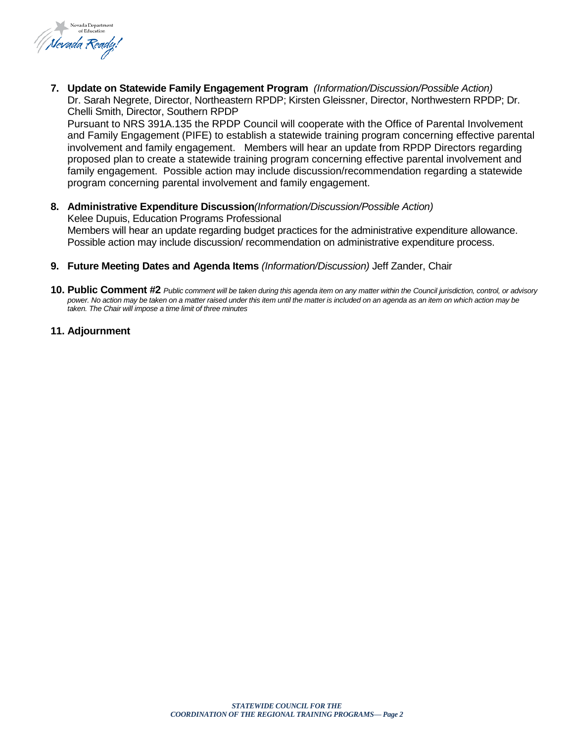7. **Update on Statewide Family Engagement Program** *(Information/Discussion/Possible Action)*
   Dr. Sarah Negrete, Director, Northeastern RPDP; Kirsten Gleissner, Director, Northwestern RPDP; Dr. Chelli Smith, Director, Southern RPDP
   Pursuant to NRS 391A.135 the RPDP Council will cooperate with the Office of Parental Involvement and Family Engagement (PIFE) to establish a statewide training program concerning effective parental involvement and family engagement. Members will hear an update from RPDP Directors regarding proposed plan to create a statewide training program concerning effective parental involvement and family engagement. Possible action may include discussion/recommendation regarding a statewide program concerning parental involvement and family engagement.

8. **Administrative Expenditure Discussion***(Information/Discussion/Possible Action)*
   Kelee Dupuis, Education Programs Professional
   Members will hear an update regarding budget practices for the administrative expenditure allowance. Possible action may include discussion/ recommendation on administrative expenditure process.

9. **Future Meeting Dates and Agenda Items** *(Information/Discussion)* Jeff Zander, Chair

10. **Public Comment #2** *Public comment will be taken during this agenda item on any matter within the Council jurisdiction, control, or advisory power. No action may be taken on a matter raised under this item until the matter is included on an agenda as an item on which action may be taken. The Chair will impose a time limit of three minutes*

11. **Adjournment**